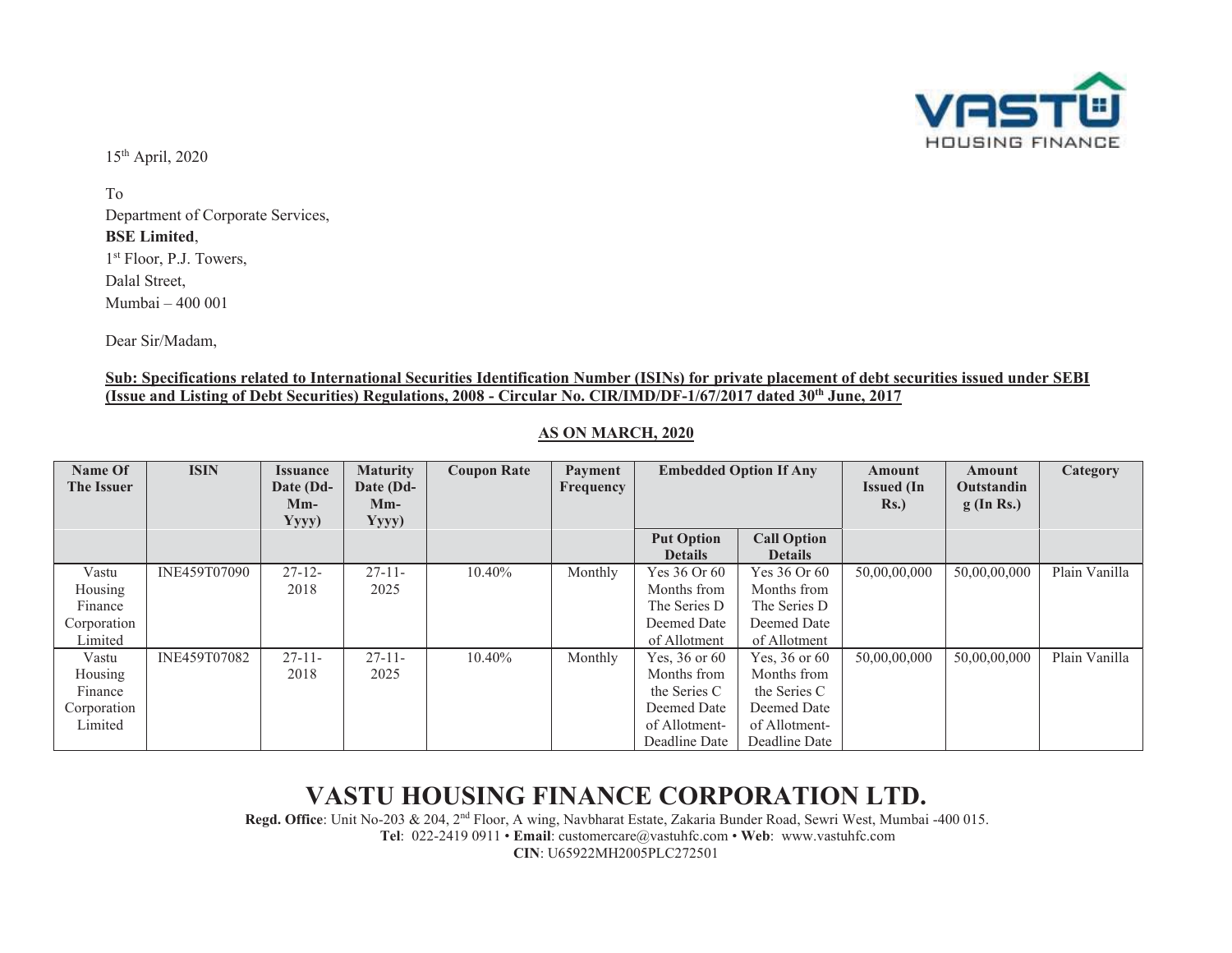15th April, 2020

To
Department of Corporate Services,
**BSE Limited**,
1st Floor, P.J. Towers,
Dalal Street,
Mumbai – 400 001

Dear Sir/Madam,

**Sub: Specifications related to International Securities Identification Number (ISINs) for private placement of debt securities issued under SEBI (Issue and Listing of Debt Securities) Regulations, 2008 - Circular No. CIR/IMD/DF-1/67/2017 dated 30th June, 2017**

**AS ON MARCH, 2020**

| Name Of The Issuer | ISIN | Issuance Date (Dd-Mm-Yyyy) | Maturity Date (Dd-Mm-Yyyy) | Coupon Rate | Payment Frequency | Embedded Option If Any | | Amount Issued (In Rs.) | Amount Outstanding (In Rs.) | Category |
|---|---|---|---|---|---|---|---|---|---|---|
| | | | | | | Put Option Details | Call Option Details | | | |
| Vastu Housing Finance Corporation Limited | INE459T07090 | 27-12-2018 | 27-11-2025 | 10.40% | Monthly | Yes 36 Or 60 Months from The Series D Deemed Date of Allotment | Yes 36 Or 60 Months from The Series D Deemed Date of Allotment | 50,00,00,000 | 50,00,00,000 | Plain Vanilla |
| Vastu Housing Finance Corporation Limited | INE459T07082 | 27-11-2018 | 27-11-2025 | 10.40% | Monthly | Yes, 36 or 60 Months from the Series C Deemed Date of Allotment-Deadline Date | Yes, 36 or 60 Months from the Series C Deemed Date of Allotment-Deadline Date | 50,00,00,000 | 50,00,00,000 | Plain Vanilla |

**VASTU HOUSING FINANCE CORPORATION LTD.**

**Regd. Office**: Unit No-203 & 204, 2nd Floor, A wing, Navbharat Estate, Zakaria Bunder Road, Sewri West, Mumbai -400 015.
**Tel**: 022-2419 0911 • **Email**: customercare@vastuhfc.com • **Web**: www.vastuhfc.com
**CIN**: U65922MH2005PLC272501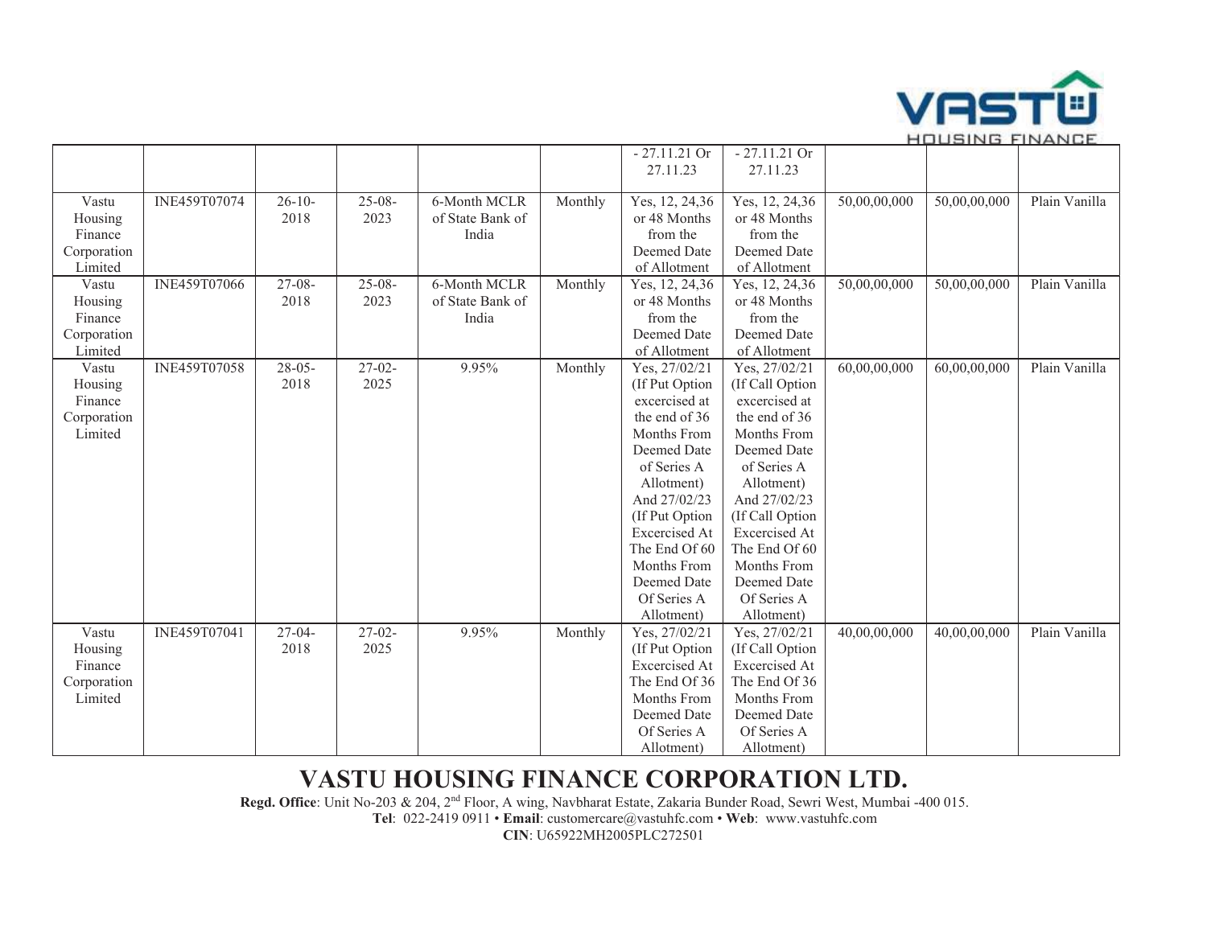| | | | | | | - 27.11.21 Or 27.11.23 | - 27.11.21 Or 27.11.23 | | | |
|---|---|---|---|---|---|---|---|---|---|---|
| Vastu Housing Finance Corporation Limited | INE459T07074 | 26-10-2018 | 25-08-2023 | 6-Month MCLR of State Bank of India | Monthly | Yes, 12, 24,36 or 48 Months from the Deemed Date of Allotment | Yes, 12, 24,36 or 48 Months from the Deemed Date of Allotment | 50,00,00,000 | 50,00,00,000 | Plain Vanilla |
| Vastu Housing Finance Corporation Limited | INE459T07066 | 27-08-2018 | 25-08-2023 | 6-Month MCLR of State Bank of India | Monthly | Yes, 12, 24,36 or 48 Months from the Deemed Date of Allotment | Yes, 12, 24,36 or 48 Months from the Deemed Date of Allotment | 50,00,00,000 | 50,00,00,000 | Plain Vanilla |
| Vastu Housing Finance Corporation Limited | INE459T07058 | 28-05-2018 | 27-02-2025 | 9.95% | Monthly | Yes, 27/02/21 (If Put Option excercised at the end of 36 Months From Deemed Date of Series A Allotment) And 27/02/23 (If Put Option Excercised At The End Of 60 Months From Deemed Date Of Series A Allotment) | Yes, 27/02/21 (If Call Option excercised at the end of 36 Months From Deemed Date of Series A Allotment) And 27/02/23 (If Call Option Excercised At The End Of 60 Months From Deemed Date Of Series A Allotment) | 60,00,00,000 | 60,00,00,000 | Plain Vanilla |
| Vastu Housing Finance Corporation Limited | INE459T07041 | 27-04-2018 | 27-02-2025 | 9.95% | Monthly | Yes, 27/02/21 (If Put Option Excercised At The End Of 36 Months From Deemed Date Of Series A Allotment) | Yes, 27/02/21 (If Call Option Excercised At The End Of 36 Months From Deemed Date Of Series A Allotment) | 40,00,00,000 | 40,00,00,000 | Plain Vanilla |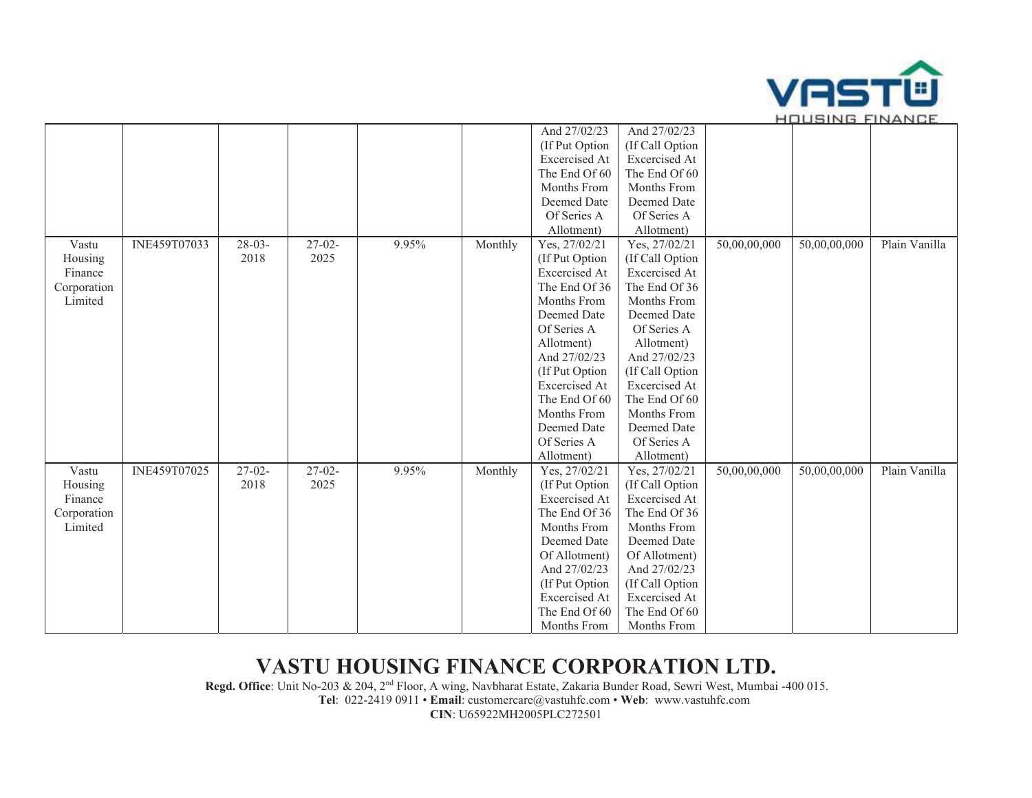| | | | | | | | | | | |
|---|---|---|---|---|---|---|---|---|---|---|
| | | | | | | And 27/02/23 (If Put Option Excercised At The End Of 60 Months From Deemed Date Of Series A Allotment) | And 27/02/23 (If Call Option Excercised At The End Of 60 Months From Deemed Date Of Series A Allotment) | | | |
| Vastu Housing Finance Corporation Limited | INE459T07033 | 28-03-2018 | 27-02-2025 | 9.95% | Monthly | Yes, 27/02/21 (If Put Option Excercised At The End Of 36 Months From Deemed Date Of Series A Allotment) And 27/02/23 (If Put Option Excercised At The End Of 60 Months From Deemed Date Of Series A Allotment) | Yes, 27/02/21 (If Call Option Excercised At The End Of 36 Months From Deemed Date Of Series A Allotment) And 27/02/23 (If Call Option Excercised At The End Of 60 Months From Deemed Date Of Series A Allotment) | 50,00,00,000 | 50,00,00,000 | Plain Vanilla |
| Vastu Housing Finance Corporation Limited | INE459T07025 | 27-02-2018 | 27-02-2025 | 9.95% | Monthly | Yes, 27/02/21 (If Put Option Excercised At The End Of 36 Months From Deemed Date Of Allotment) And 27/02/23 (If Put Option Excercised At The End Of 60 Months From | Yes, 27/02/21 (If Call Option Excercised At The End Of 36 Months From Deemed Date Of Allotment) And 27/02/23 (If Call Option Excercised At The End Of 60 Months From | 50,00,00,000 | 50,00,00,000 | Plain Vanilla |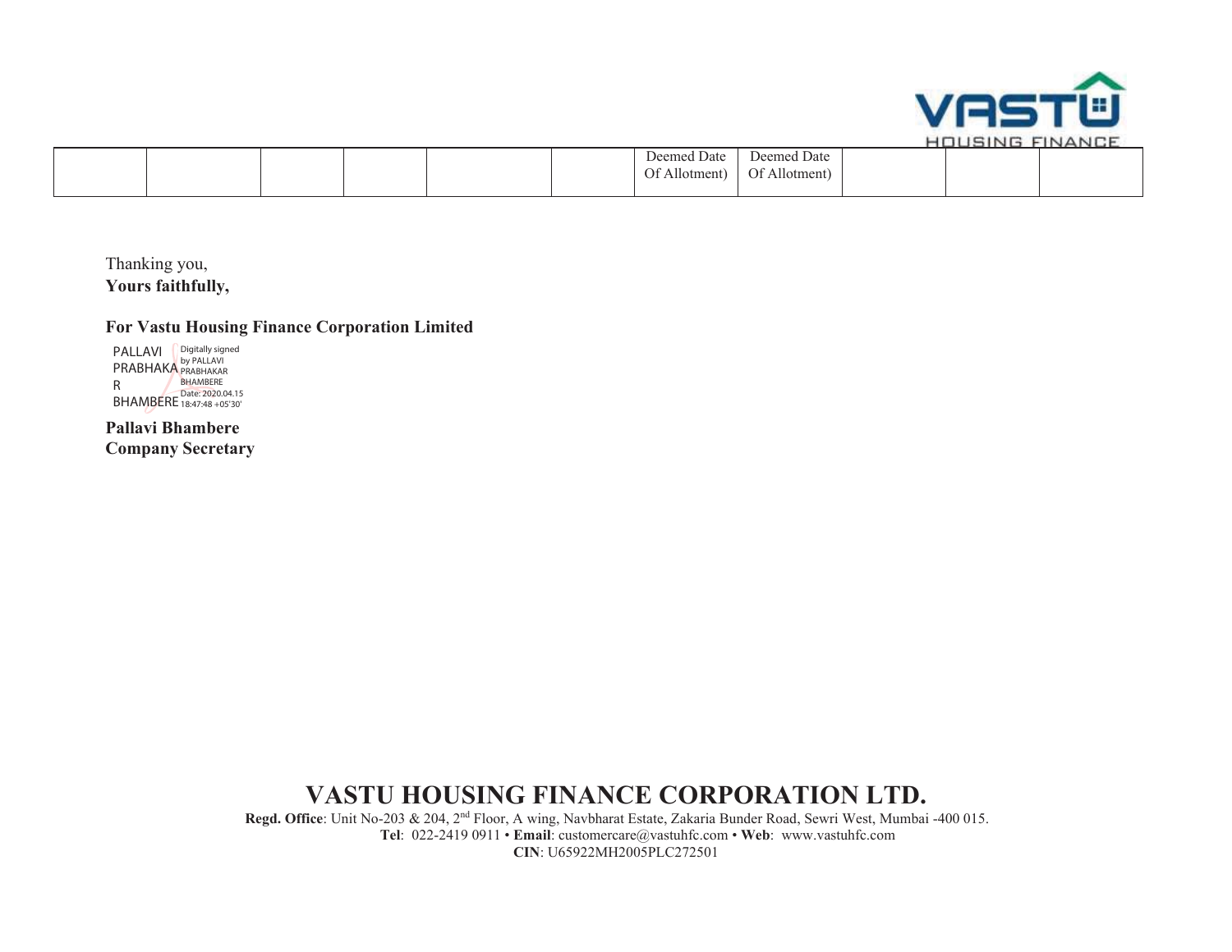| | | | | | | | | | | |
|---|---|---|---|---|---|---|---|---|---|---|
| | | | | | | Deemed Date Of Allotment) | Deemed Date Of Allotment) | | | |

Thanking you,

**Yours faithfully,**

**For Vastu Housing Finance Corporation Limited**

PALLAVI PRABHAKAR BHAMBERE Digitally signed by PALLAVI PRABHAKAR BHAMBERE Date: 2020.04.15 18:47:48 +05'30'

**Pallavi Bhambere**
**Company Secretary**

**VASTU HOUSING FINANCE CORPORATION LTD.**

**Regd. Office**: Unit No-203 & 204, 2nd Floor, A wing, Navbharat Estate, Zakaria Bunder Road, Sewri West, Mumbai -400 015.
**Tel**: 022-2419 0911 • **Email**: customercare@vastuhfc.com • **Web**: www.vastuhfc.com
**CIN**: U65922MH2005PLC272501